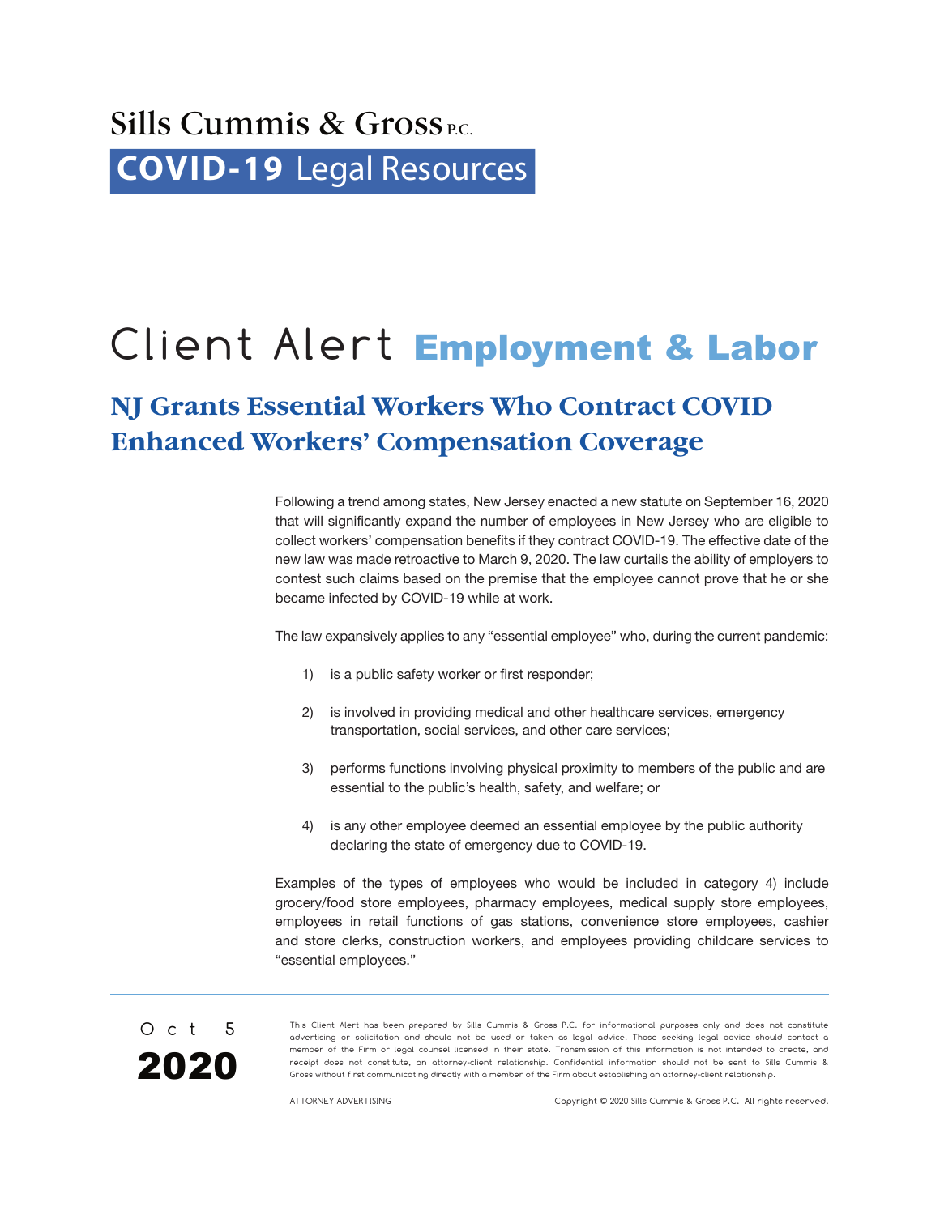# Sills Cummis & Gross P.C.

## COVID-19 Legal Resources

# Client Alert Employment & Labor

## NJ Grants Essential Workers Who Contract COVID Enhanced Workers' Compensation Coverage

Following a trend among states, New Jersey enacted a new statute on September 16, 2020 that will significantly expand the number of employees in New Jersey who are eligible to collect workers' compensation benefits if they contract COVID-19. The effective date of the new law was made retroactive to March 9, 2020. The law curtails the ability of employers to contest such claims based on the premise that the employee cannot prove that he or she became infected by COVID-19 while at work.

The law expansively applies to any "essential employee" who, during the current pandemic:

1) is a public safety worker or first responder;

2) is involved in providing medical and other healthcare services, emergency transportation, social services, and other care services;

3) performs functions involving physical proximity to members of the public and are essential to the public's health, safety, and welfare; or

4) is any other employee deemed an essential employee by the public authority declaring the state of emergency due to COVID-19.

Examples of the types of employees who would be included in category 4) include grocery/food store employees, pharmacy employees, medical supply store employees, employees in retail functions of gas stations, convenience store employees, cashier and store clerks, construction workers, and employees providing childcare services to "essential employees."

Oct 5 2020

This Client Alert has been prepared by Sills Cummis & Gross P.C. for informational purposes only and does not constitute advertising or solicitation and should not be used or taken as legal advice. Those seeking legal advice should contact a member of the Firm or legal counsel licensed in their state. Transmission of this information is not intended to create, and receipt does not constitute, an attorney-client relationship. Confidential information should not be sent to Sills Cummis & Gross without first communicating directly with a member of the Firm about establishing an attorney-client relationship.

ATTORNEY ADVERTISING

Copyright © 2020 Sills Cummis & Gross P.C. All rights reserved.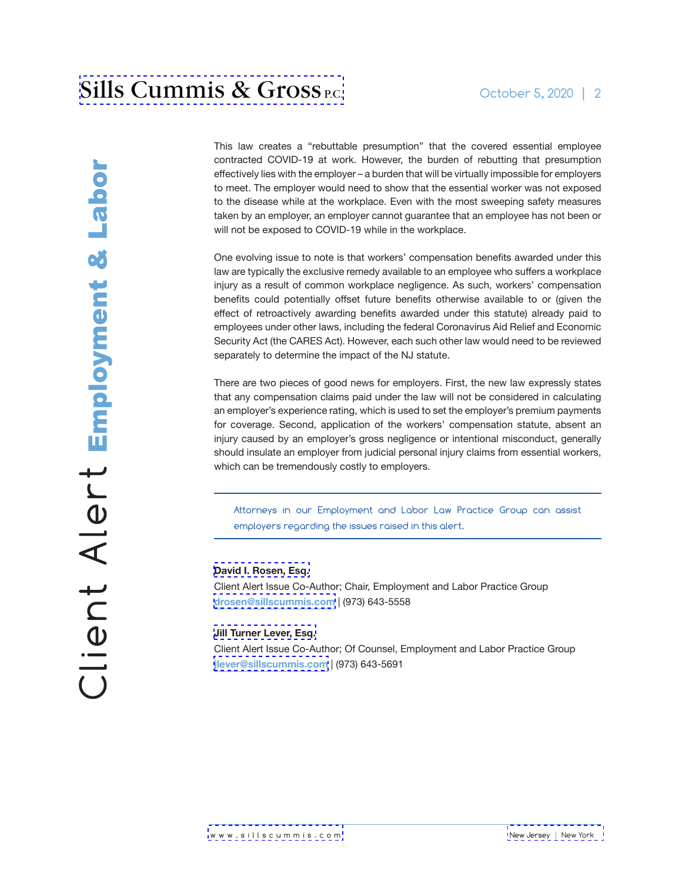This law creates a "rebuttable presumption" that the covered essential employee contracted COVID-19 at work. However, the burden of rebutting that presumption effectively lies with the employer – a burden that will be virtually impossible for employers to meet. The employer would need to show that the essential worker was not exposed to the disease while at the workplace. Even with the most sweeping safety measures taken by an employer, an employer cannot guarantee that an employee has not been or will not be exposed to COVID-19 while in the workplace.

One evolving issue to note is that workers' compensation benefits awarded under this law are typically the exclusive remedy available to an employee who suffers a workplace injury as a result of common workplace negligence. As such, workers' compensation benefits could potentially offset future benefits otherwise available to or (given the effect of retroactively awarding benefits awarded under this statute) already paid to employees under other laws, including the federal Coronavirus Aid Relief and Economic Security Act (the CARES Act). However, each such other law would need to be reviewed separately to determine the impact of the NJ statute.

There are two pieces of good news for employers. First, the new law expressly states that any compensation claims paid under the law will not be considered in calculating an employer's experience rating, which is used to set the employer's premium payments for coverage. Second, application of the workers' compensation statute, absent an injury caused by an employer's gross negligence or intentional misconduct, generally should insulate an employer from judicial personal injury claims from essential workers, which can be tremendously costly to employers.

---

Attorneys in our Employment and Labor Law Practice Group can assist employers regarding the issues raised in this alert.

---

**David I. Rosen, Esq.**
Client Alert Issue Co-Author; Chair, Employment and Labor Practice Group
drosen@sillscummis.com | (973) 643-5558

**Jill Turner Lever, Esq.**
Client Alert Issue Co-Author; Of Counsel, Employment and Labor Practice Group
jlever@sillscummis.com | (973) 643-5691